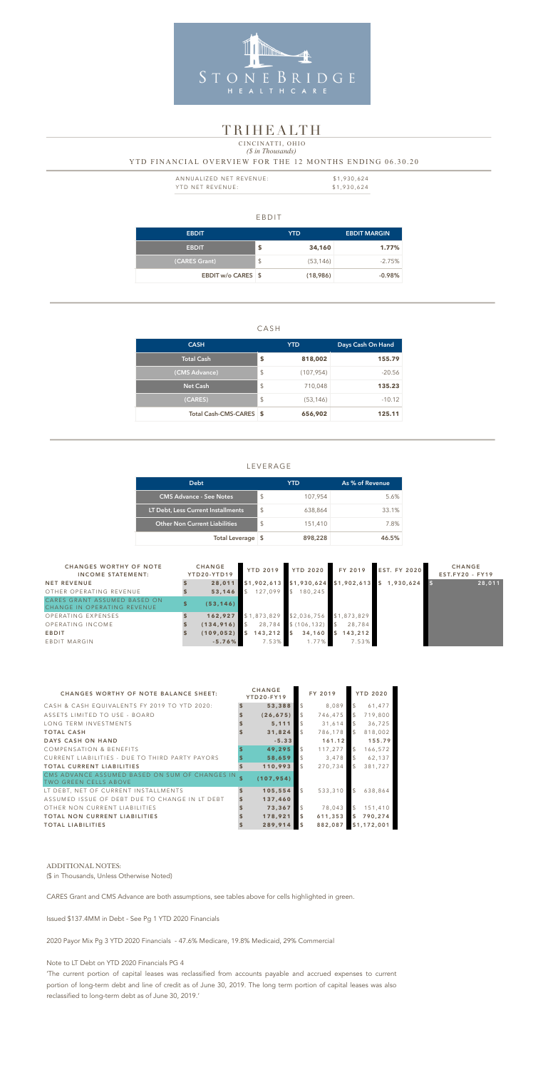STONEBRIDGE HEALTHCARE

# TRIHEALTH

CINCINNATI, OHIO

*($ in Thousands)*

YTD FINANCIAL OVERVIEW FOR THE 12 MONTHS ENDING 06.30.20

| | |
|---|---|
| ANNUALIZED NET REVENUE: | $1,930,624 |
| YTD NET REVENUE: | $1,930,624 |

## EBDIT

| EBDIT | YTD | EBDIT MARGIN |
|---|---|---|
| EBDIT | $ 34,160 | 1.77% |
| (CARES Grant) | $ (53,146) | -2.75% |
| EBDIT w/o CARES | $ (18,986) | -0.98% |

## CASH

| CASH | YTD | Days Cash On Hand |
|---|---|---|
| Total Cash | $ 818,002 | 155.79 |
| (CMS Advance) | $ (107,954) | -20.56 |
| Net Cash | $ 710,048 | 135.23 |
| (CARES) | $ (53,146) | -10.12 |
| Total Cash-CMS-CARES | $ 656,902 | 125.11 |

## LEVERAGE

| Debt | YTD | As % of Revenue |
|---|---|---|
| CMS Advance - See Notes | $ 107,954 | 5.6% |
| LT Debt, Less Current Installments | $ 638,864 | 33.1% |
| Other Non Current Liabilities | $ 151,410 | 7.8% |
| Total Leverage | $ 898,228 | 46.5% |

| CHANGES WORTHY OF NOTE INCOME STATEMENT: | CHANGE YTD20-YTD19 | YTD 2019 | YTD 2020 | FY 2019 | EST. FY 2020 | CHANGE EST.FY20 - FY19 |
|---|---|---|---|---|---|---|
| NET REVENUE | $ 28,011 | $1,902,613 | $1,930,624 | $1,902,613 | $ 1,930,624 | $ 28,011 |
| OTHER OPERATING REVENUE | $ 53,146 | $ 127,099 | $ 180,245 | | | |
| CARES GRANT ASSUMED BASED ON CHANGE IN OPERATING REVENUE | $ (53,146) | | | | | |
| OPERATING EXPENSES | $ 162,927 | $1,873,829 | $2,036,756 | $1,873,829 | | |
| OPERATING INCOME | $ (134,916) | $ 28,784 | $ (106,132) | $ 28,784 | | |
| EBDIT | $ (109,052) | $ 143,212 | $ 34,160 | $ 143,212 | | |
| EBDIT MARGIN | -5.76% | 7.53% | 1.77% | 7.53% | | |

| CHANGES WORTHY OF NOTE BALANCE SHEET: | CHANGE YTD20-FY19 | FY 2019 | YTD 2020 |
|---|---|---|---|
| CASH & CASH EQUIVALENTS FY 2019 TO YTD 2020: | $ 53,388 | $ 8,089 | $ 61,477 |
| ASSETS LIMITED TO USE - BOARD | $ (26,675) | $ 746,475 | $ 719,800 |
| LONG TERM INVESTMENTS | $ 5,111 | $ 31,614 | $ 36,725 |
| TOTAL CASH | $ 31,824 | $ 786,178 | $ 818,002 |
| DAYS CASH ON HAND | -5.33 | 161.12 | 155.79 |
| COMPENSATION & BENEFITS | $ 49,295 | $ 117,277 | $ 166,572 |
| CURRENT LIABILITIES - DUE TO THIRD PARTY PAYORS | $ 58,659 | $ 3,478 | $ 62,137 |
| TOTAL CURRENT LIABILITIES | $ 110,993 | $ 270,734 | $ 381,727 |
| CMS ADVANCE ASSUMED BASED ON SUM OF CHANGES IN TWO GREEN CELLS ABOVE | $ (107,954) | | |
| LT DEBT, NET OF CURRENT INSTALLMENTS | $ 105,554 | $ 533,310 | $ 638,864 |
| ASSUMED ISSUE OF DEBT DUE TO CHANGE IN LT DEBT | $ 137,460 | | |
| OTHER NON CURRENT LIABILITIES | $ 73,367 | $ 78,043 | $ 151,410 |
| TOTAL NON CURRENT LIABILITIES | $ 178,921 | $ 611,353 | $ 790,274 |
| TOTAL LIABILITIES | $ 289,914 | $ 882,087 | $1,172,001 |

ADDITIONAL NOTES:

($ in Thousands, Unless Otherwise Noted)

CARES Grant and CMS Advance are both assumptions, see tables above for cells highlighted in green.

Issued $137.4MM in Debt - See Pg 1 YTD 2020 Financials

2020 Payor Mix Pg 3 YTD 2020 Financials - 47.6% Medicare, 19.8% Medicaid, 29% Commercial

Note to LT Debt on YTD 2020 Financials PG 4

'The current portion of capital leases was reclassified from accounts payable and accrued expenses to current portion of long-term debt and line of credit as of June 30, 2019. The long term portion of capital leases was also reclassified to long-term debt as of June 30, 2019.'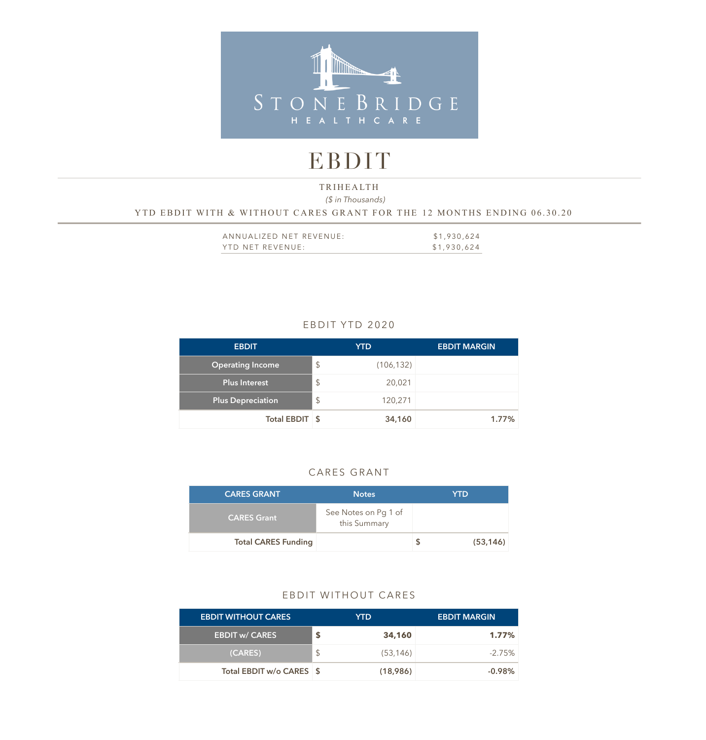STONE BRIDGE

HEALTHCARE

# EBDIT

TRIHEALTH

*($ in Thousands)*

YTD EBDIT WITH & WITHOUT CARES GRANT FOR THE 12 MONTHS ENDING 06.30.20

| | |
|---|---|
| ANNUALIZED NET REVENUE: | $1,930,624 |
| YTD NET REVENUE: | $1,930,624 |

## EBDIT YTD 2020

| EBDIT | YTD | | EBDIT MARGIN |
|---|---|---|---|
| Operating Income | $ | (106,132) | |
| Plus Interest | $ | 20,021 | |
| Plus Depreciation | $ | 120,271 | |
| **Total EBDIT** | **$** | **34,160** | **1.77%** |

## CARES GRANT

| CARES GRANT | Notes | YTD | |
|---|---|---|---|
| CARES Grant | See Notes on Pg 1 of this Summary | | |
| **Total CARES Funding** | | **$** | **(53,146)** |

## EBDIT WITHOUT CARES

| EBDIT WITHOUT CARES | YTD | | EBDIT MARGIN |
|---|---|---|---|
| **EBDIT w/ CARES** | **$** | **34,160** | **1.77%** |
| (CARES) | $ | (53,146) | -2.75% |
| **Total EBDIT w/o CARES** | **$** | **(18,986)** | **-0.98%** |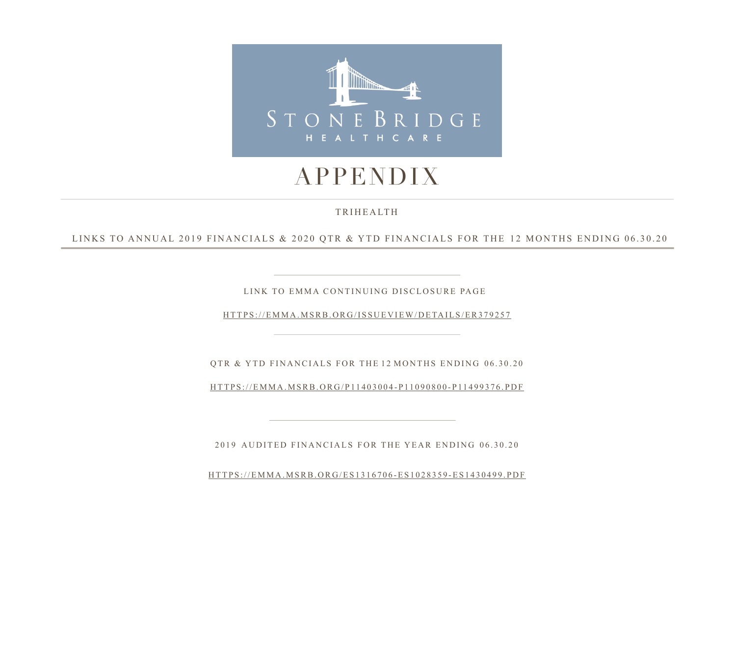STONEBRIDGE
HEALTHCARE

# APPENDIX

TRIHEALTH

LINKS TO ANNUAL 2019 FINANCIALS & 2020 QTR & YTD FINANCIALS FOR THE 12 MONTHS ENDING 06.30.20

---

LINK TO EMMA CONTINUING DISCLOSURE PAGE

HTTPS://EMMA.MSRB.ORG/ISSUEVIEW/DETAILS/ER379257

---

QTR & YTD FINANCIALS FOR THE 12 MONTHS ENDING 06.30.20

HTTPS://EMMA.MSRB.ORG/P11403004-P11090800-P11499376.PDF

---

2019 AUDITED FINANCIALS FOR THE YEAR ENDING 06.30.20

HTTPS://EMMA.MSRB.ORG/ES1316706-ES1028359-ES1430499.PDF